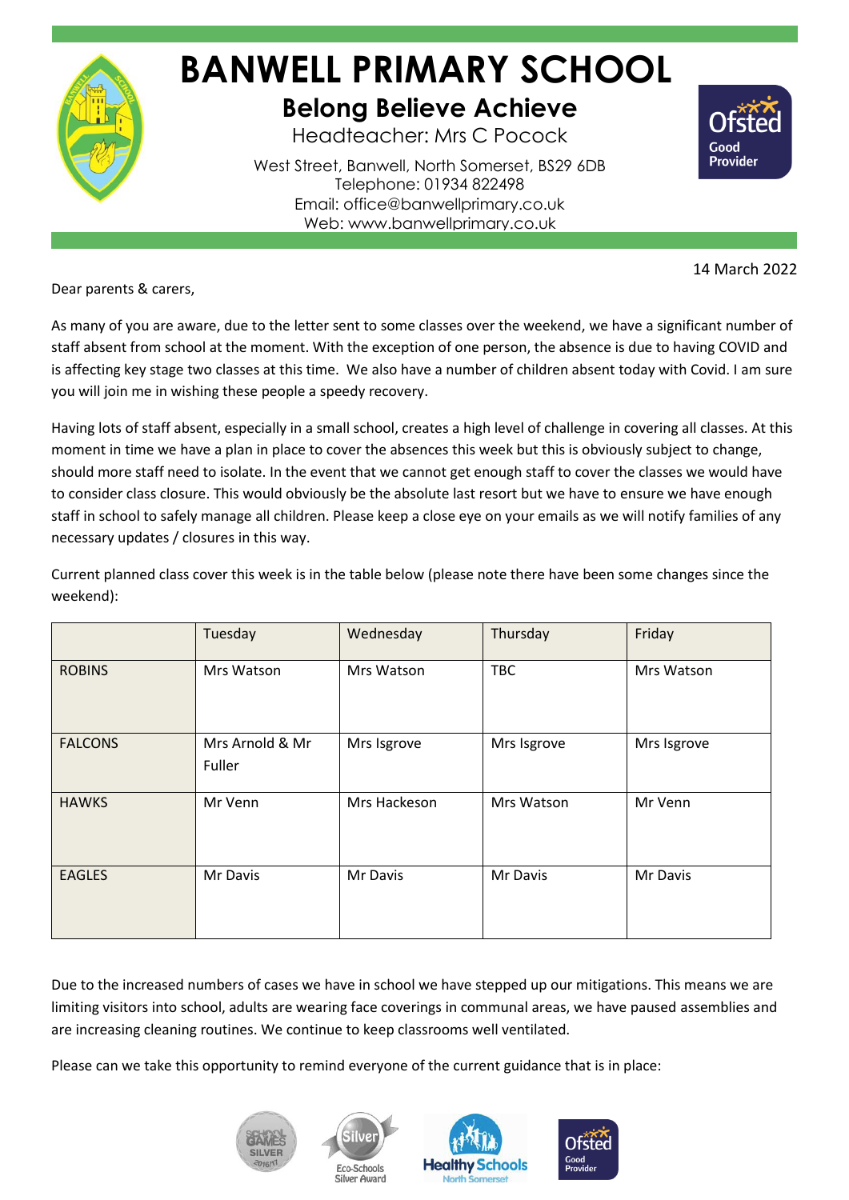# BANWELL PRIMARY SCHOOL

## Belong Believe Achieve

Headteacher: Mrs C Pocock

West Street, Banwell, North Somerset, BS29 6DB
Telephone: 01934 822498
Email: office@banwellprimary.co.uk
Web: www.banwellprimary.co.uk

14 March 2022

Dear parents & carers,

As many of you are aware, due to the letter sent to some classes over the weekend, we have a significant number of staff absent from school at the moment. With the exception of one person, the absence is due to having COVID and is affecting key stage two classes at this time. We also have a number of children absent today with Covid. I am sure you will join me in wishing these people a speedy recovery.

Having lots of staff absent, especially in a small school, creates a high level of challenge in covering all classes. At this moment in time we have a plan in place to cover the absences this week but this is obviously subject to change, should more staff need to isolate. In the event that we cannot get enough staff to cover the classes we would have to consider class closure. This would obviously be the absolute last resort but we have to ensure we have enough staff in school to safely manage all children. Please keep a close eye on your emails as we will notify families of any necessary updates / closures in this way.

Current planned class cover this week is in the table below (please note there have been some changes since the weekend):

| | Tuesday | Wednesday | Thursday | Friday |
|---|---|---|---|---|
| ROBINS | Mrs Watson | Mrs Watson | TBC | Mrs Watson |
| FALCONS | Mrs Arnold & Mr Fuller | Mrs Isgrove | Mrs Isgrove | Mrs Isgrove |
| HAWKS | Mr Venn | Mrs Hackeson | Mrs Watson | Mr Venn |
| EAGLES | Mr Davis | Mr Davis | Mr Davis | Mr Davis |

Due to the increased numbers of cases we have in school we have stepped up our mitigations. This means we are limiting visitors into school, adults are wearing face coverings in communal areas, we have paused assemblies and are increasing cleaning routines. We continue to keep classrooms well ventilated.

Please can we take this opportunity to remind everyone of the current guidance that is in place: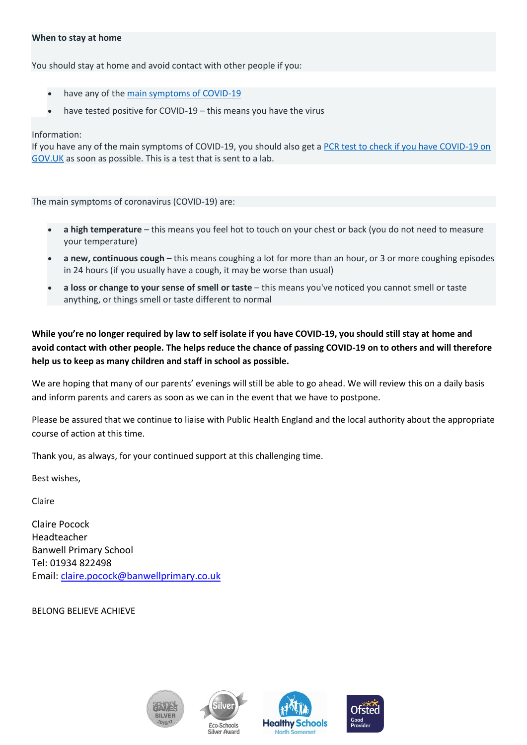**When to stay at home**

You should stay at home and avoid contact with other people if you:

- have any of the main symptoms of COVID-19
- have tested positive for COVID-19 – this means you have the virus

Information:
If you have any of the main symptoms of COVID-19, you should also get a PCR test to check if you have COVID-19 on GOV.UK as soon as possible. This is a test that is sent to a lab.

The main symptoms of coronavirus (COVID-19) are:

- **a high temperature** – this means you feel hot to touch on your chest or back (you do not need to measure your temperature)
- **a new, continuous cough** – this means coughing a lot for more than an hour, or 3 or more coughing episodes in 24 hours (if you usually have a cough, it may be worse than usual)
- **a loss or change to your sense of smell or taste** – this means you've noticed you cannot smell or taste anything, or things smell or taste different to normal

**While you're no longer required by law to self isolate if you have COVID-19, you should still stay at home and avoid contact with other people. The helps reduce the chance of passing COVID-19 on to others and will therefore help us to keep as many children and staff in school as possible.**

We are hoping that many of our parents' evenings will still be able to go ahead. We will review this on a daily basis and inform parents and carers as soon as we can in the event that we have to postpone.

Please be assured that we continue to liaise with Public Health England and the local authority about the appropriate course of action at this time.

Thank you, as always, for your continued support at this challenging time.

Best wishes,

Claire

Claire Pocock
Headteacher
Banwell Primary School
Tel: 01934 822498
Email: claire.pocock@banwellprimary.co.uk

BELONG BELIEVE ACHIEVE